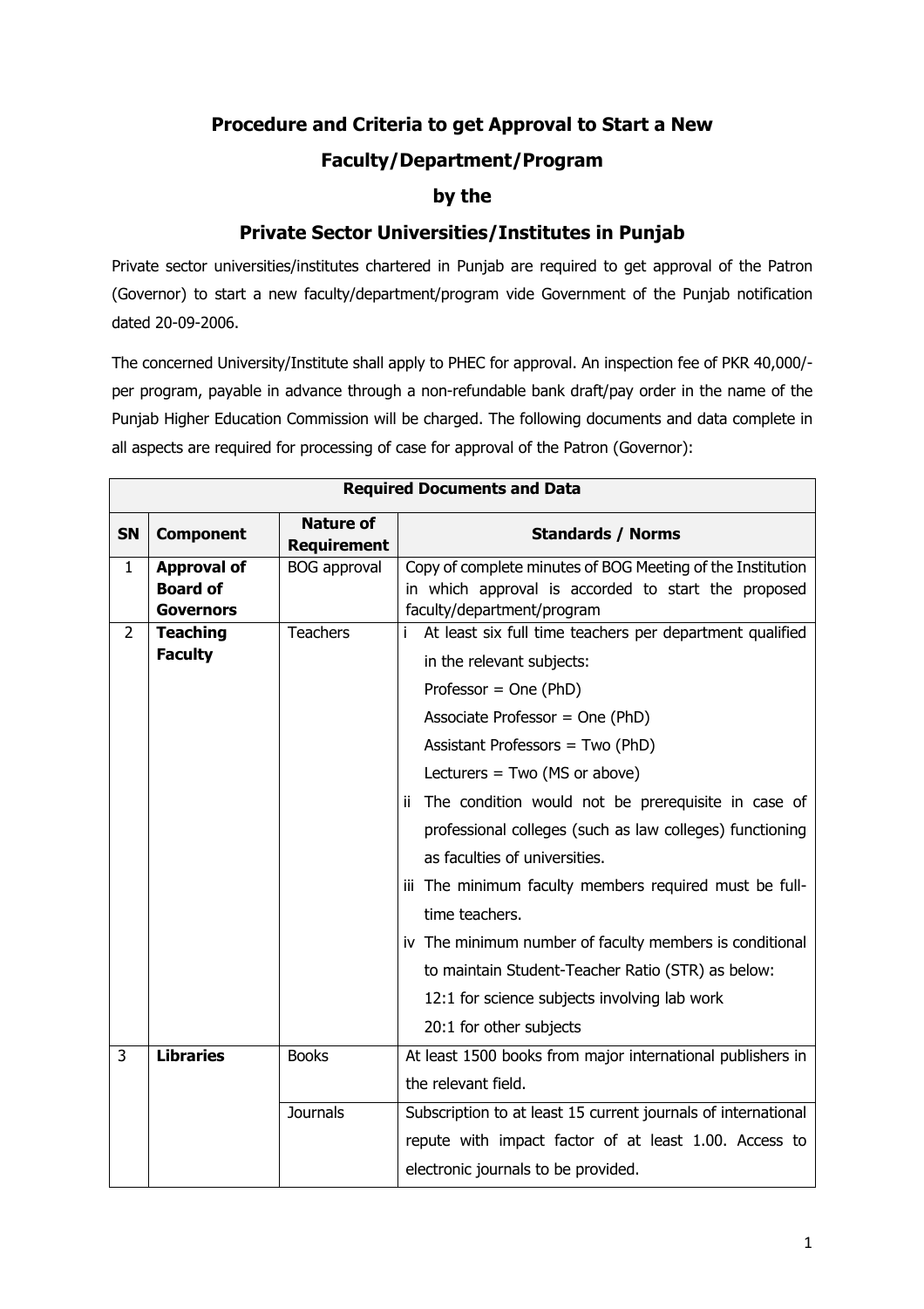# Procedure and Criteria to get Approval to Start a New Faculty/Department/Program by the Private Sector Universities/Institutes in Punjab

Private sector universities/institutes chartered in Punjab are required to get approval of the Patron (Governor) to start a new faculty/department/program vide Government of the Punjab notification dated 20-09-2006.

The concerned University/Institute shall apply to PHEC for approval. An inspection fee of PKR 40,000/- per program, payable in advance through a non-refundable bank draft/pay order in the name of the Punjab Higher Education Commission will be charged. The following documents and data complete in all aspects are required for processing of case for approval of the Patron (Governor):

| **Required Documents and Data** | | | |
|---|---|---|---|
| **SN** | **Component** | **Nature of Requirement** | **Standards / Norms** |
| 1 | **Approval of Board of Governors** | BOG approval | Copy of complete minutes of BOG Meeting of the Institution in which approval is accorded to start the proposed faculty/department/program |
| 2 | **Teaching Faculty** | Teachers | i At least six full time teachers per department qualified in the relevant subjects:<br>Professor = One (PhD)<br>Associate Professor = One (PhD)<br>Assistant Professors = Two (PhD)<br>Lecturers = Two (MS or above)<br>ii The condition would not be prerequisite in case of professional colleges (such as law colleges) functioning as faculties of universities.<br>iii The minimum faculty members required must be full-time teachers.<br>iv The minimum number of faculty members is conditional to maintain Student-Teacher Ratio (STR) as below:<br>12:1 for science subjects involving lab work<br>20:1 for other subjects |
| 3 | **Libraries** | Books | At least 1500 books from major international publishers in the relevant field. |
| | | Journals | Subscription to at least 15 current journals of international repute with impact factor of at least 1.00. Access to electronic journals to be provided. |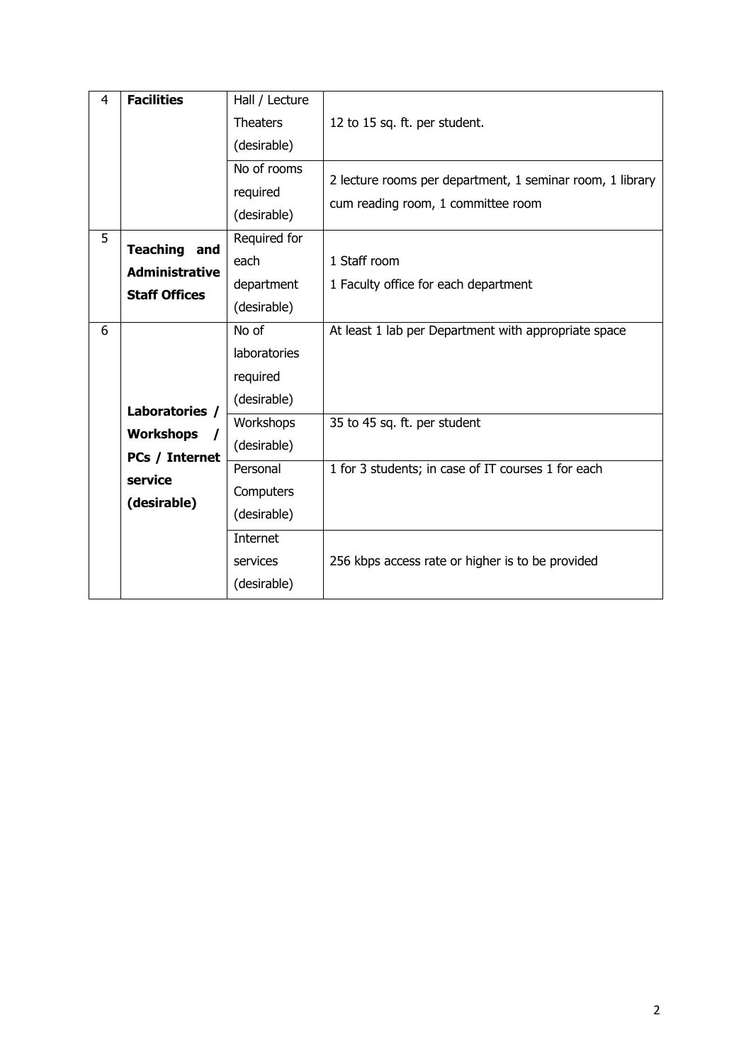| | | | |
|---|---|---|---|
| 4 | **Facilities** | Hall / Lecture Theaters (desirable) | 12 to 15 sq. ft. per student. |
| | | No of rooms required (desirable) | 2 lecture rooms per department, 1 seminar room, 1 library cum reading room, 1 committee room |
| 5 | **Teaching and Administrative Staff Offices** | Required for each department (desirable) | 1 Staff room<br>1 Faculty office for each department |
| 6 | **Laboratories / Workshops / PCs / Internet service (desirable)** | No of laboratories required (desirable) | At least 1 lab per Department with appropriate space |
| | | Workshops (desirable) | 35 to 45 sq. ft. per student |
| | | Personal Computers (desirable) | 1 for 3 students; in case of IT courses 1 for each |
| | | Internet services (desirable) | 256 kbps access rate or higher is to be provided |